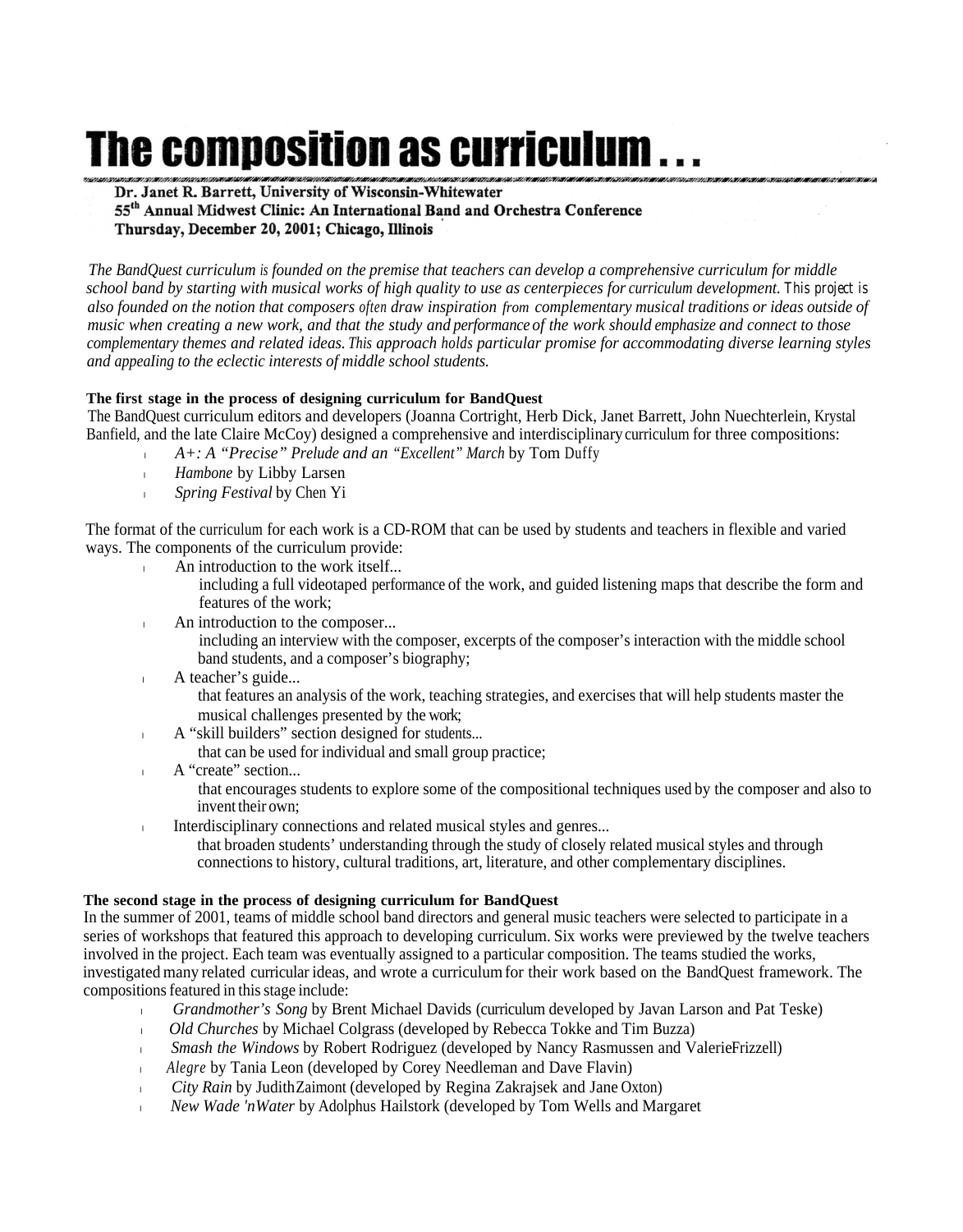# The composition as curriculum . . .

**Dr. Janet R. Barrett, University of Wisconsin-Whitewater**
**55th Annual Midwest Clinic: An International Band and Orchestra Conference**
**Thursday, December 20, 2001; Chicago, Illinois**

*The BandQuest curriculum is founded on the premise that teachers can develop a comprehensive curriculum for middle school band by starting with musical works of high quality to use as centerpieces for curriculum development. This project is also founded on the notion that composers often draw inspiration from complementary musical traditions or ideas outside of music when creating a new work, and that the study and performance of the work should emphasize and connect to those complementary themes and related ideas. This approach holds particular promise for accommodating diverse learning styles and appealing to the eclectic interests of middle school students.*

**The first stage in the process of designing curriculum for BandQuest**

The BandQuest curriculum editors and developers (Joanna Cortright, Herb Dick, Janet Barrett, John Nuechterlein, Krystal Banfield, and the late Claire McCoy) designed a comprehensive and interdisciplinary curriculum for three compositions:

- *A+: A "Precise" Prelude and an "Excellent" March* by Tom Duffy
- *Hambone* by Libby Larsen
- *Spring Festival* by Chen Yi

The format of the curriculum for each work is a CD-ROM that can be used by students and teachers in flexible and varied ways. The components of the curriculum provide:

- An introduction to the work itself...
  including a full videotaped performance of the work, and guided listening maps that describe the form and features of the work;
- An introduction to the composer...
  including an interview with the composer, excerpts of the composer's interaction with the middle school band students, and a composer's biography;
- A teacher's guide...
  that features an analysis of the work, teaching strategies, and exercises that will help students master the musical challenges presented by the work;
- A "skill builders" section designed for students...
  that can be used for individual and small group practice;
- A "create" section...
  that encourages students to explore some of the compositional techniques used by the composer and also to invent their own;
- Interdisciplinary connections and related musical styles and genres...
  that broaden students' understanding through the study of closely related musical styles and through connections to history, cultural traditions, art, literature, and other complementary disciplines.

**The second stage in the process of designing curriculum for BandQuest**

In the summer of 2001, teams of middle school band directors and general music teachers were selected to participate in a series of workshops that featured this approach to developing curriculum. Six works were previewed by the twelve teachers involved in the project. Each team was eventually assigned to a particular composition. The teams studied the works, investigated many related curricular ideas, and wrote a curriculum for their work based on the BandQuest framework. The compositions featured in this stage include:

- *Grandmother's Song* by Brent Michael Davids (curriculum developed by Javan Larson and Pat Teske)
- *Old Churches* by Michael Colgrass (developed by Rebecca Tokke and Tim Buzza)
- *Smash the Windows* by Robert Rodriguez (developed by Nancy Rasmussen and Valerie Frizzell)
- *Alegre* by Tania Leon (developed by Corey Needleman and Dave Flavin)
- *City Rain* by Judith Zaimont (developed by Regina Zakrajsek and Jane Oxton)
- *New Wade 'n Water* by Adolphus Hailstork (developed by Tom Wells and Margaret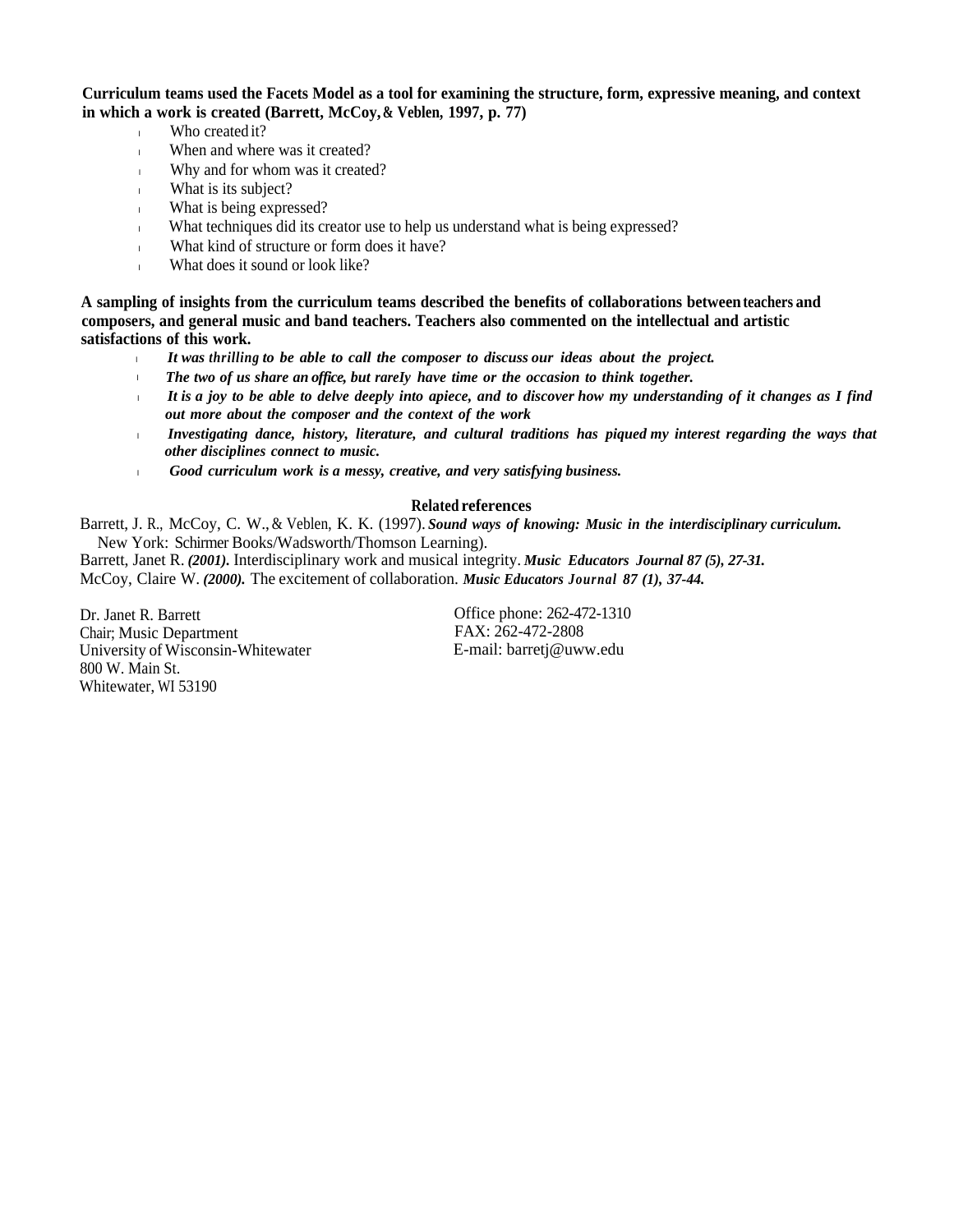**Curriculum teams used the Facets Model as a tool for examining the structure, form, expressive meaning, and context in which a work is created (Barrett, McCoy, & Veblen, 1997, p. 77)**

- Who created it?
- When and where was it created?
- Why and for whom was it created?
- What is its subject?
- What is being expressed?
- What techniques did its creator use to help us understand what is being expressed?
- What kind of structure or form does it have?
- What does it sound or look like?

**A sampling of insights from the curriculum teams described the benefits of collaborations between teachers and composers, and general music and band teachers. Teachers also commented on the intellectual and artistic satisfactions of this work.**

- ***It was thrilling to be able to call the composer to discuss our ideas about the project.***
- ***The two of us share an office, but rareIy have time or the occasion to think together.***
- ***It is a joy to be able to delve deeply into apiece, and to discover how my understanding of it changes as I find out more about the composer and the context of the work***
- ***Investigating dance, history, literature, and cultural traditions has piqued my interest regarding the ways that other disciplines connect to music.***
- ***Good curriculum work is a messy, creative, and very satisfying business.***

**Related references**

Barrett, J. R., McCoy, C. W., & Veblen, K. K. (1997). ***Sound ways of knowing: Music in the interdisciplinary curriculum.*** New York: Schirmer Books/Wadsworth/Thomson Learning).

Barrett, Janet R. ***(2001).*** Interdisciplinary work and musical integrity. ***Music Educators Journal 87 (5), 27-31.***

McCoy, Claire W. ***(2000).*** The excitement of collaboration. ***Music Educators Journal 87 (1), 37-44.***

Dr. Janet R. Barrett
Chair; Music Department
University of Wisconsin-Whitewater
800 W. Main St.
Whitewater, WI 53190

Office phone: 262-472-1310
FAX: 262-472-2808
E-mail: barretj@uww.edu